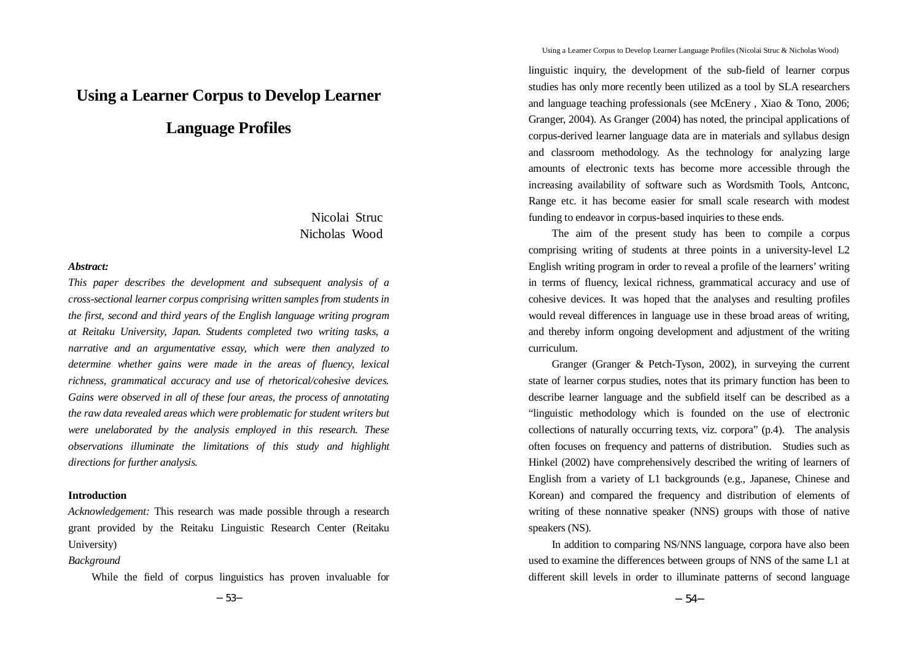# Using a Learner Corpus to Develop Learner Language Profiles

Nicolai Struc
Nicholas Wood

***Abstract:***

*This paper describes the development and subsequent analysis of a cross-sectional learner corpus comprising written samples from students in the first, second and third years of the English language writing program at Reitaku University, Japan. Students completed two writing tasks, a narrative and an argumentative essay, which were then analyzed to determine whether gains were made in the areas of fluency, lexical richness, grammatical accuracy and use of rhetorical/cohesive devices. Gains were observed in all of these four areas, the process of annotating the raw data revealed areas which were problematic for student writers but were unelaborated by the analysis employed in this research. These observations illuminate the limitations of this study and highlight directions for further analysis.*

## Introduction

*Acknowledgement:* This research was made possible through a research grant provided by the Reitaku Linguistic Research Center (Reitaku University)

*Background*

While the field of corpus linguistics has proven invaluable for linguistic inquiry, the development of the sub-field of learner corpus studies has only more recently been utilized as a tool by SLA researchers and language teaching professionals (see McEnery , Xiao & Tono, 2006; Granger, 2004). As Granger (2004) has noted, the principal applications of corpus-derived learner language data are in materials and syllabus design and classroom methodology. As the technology for analyzing large amounts of electronic texts has become more accessible through the increasing availability of software such as Wordsmith Tools, Antconc, Range etc. it has become easier for small scale research with modest funding to endeavor in corpus-based inquiries to these ends.

The aim of the present study has been to compile a corpus comprising writing of students at three points in a university-level L2 English writing program in order to reveal a profile of the learners' writing in terms of fluency, lexical richness, grammatical accuracy and use of cohesive devices. It was hoped that the analyses and resulting profiles would reveal differences in language use in these broad areas of writing, and thereby inform ongoing development and adjustment of the writing curriculum.

Granger (Granger & Petch-Tyson, 2002), in surveying the current state of learner corpus studies, notes that its primary function has been to describe learner language and the subfield itself can be described as a "linguistic methodology which is founded on the use of electronic collections of naturally occurring texts, viz. corpora" (p.4). The analysis often focuses on frequency and patterns of distribution. Studies such as Hinkel (2002) have comprehensively described the writing of learners of English from a variety of L1 backgrounds (e.g., Japanese, Chinese and Korean) and compared the frequency and distribution of elements of writing of these nonnative speaker (NNS) groups with those of native speakers (NS).

In addition to comparing NS/NNS language, corpora have also been used to examine the differences between groups of NNS of the same L1 at different skill levels in order to illuminate patterns of second language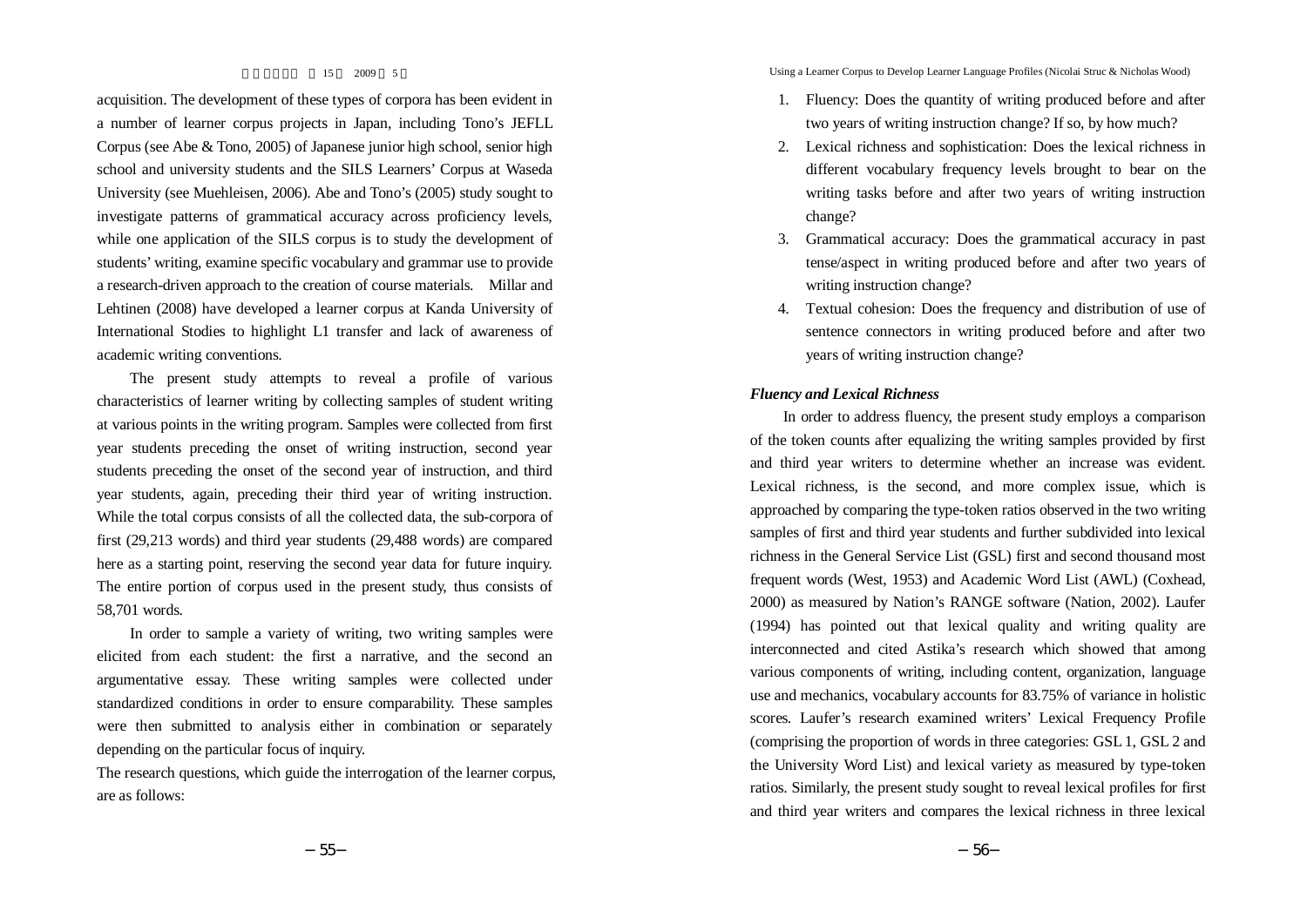acquisition. The development of these types of corpora has been evident in a number of learner corpus projects in Japan, including Tono's JEFLL Corpus (see Abe & Tono, 2005) of Japanese junior high school, senior high school and university students and the SILS Learners' Corpus at Waseda University (see Muehleisen, 2006). Abe and Tono's (2005) study sought to investigate patterns of grammatical accuracy across proficiency levels, while one application of the SILS corpus is to study the development of students' writing, examine specific vocabulary and grammar use to provide a research-driven approach to the creation of course materials. Millar and Lehtinen (2008) have developed a learner corpus at Kanda University of International Stodies to highlight L1 transfer and lack of awareness of academic writing conventions.

The present study attempts to reveal a profile of various characteristics of learner writing by collecting samples of student writing at various points in the writing program. Samples were collected from first year students preceding the onset of writing instruction, second year students preceding the onset of the second year of instruction, and third year students, again, preceding their third year of writing instruction. While the total corpus consists of all the collected data, the sub-corpora of first (29,213 words) and third year students (29,488 words) are compared here as a starting point, reserving the second year data for future inquiry. The entire portion of corpus used in the present study, thus consists of 58,701 words.

In order to sample a variety of writing, two writing samples were elicited from each student: the first a narrative, and the second an argumentative essay. These writing samples were collected under standardized conditions in order to ensure comparability. These samples were then submitted to analysis either in combination or separately depending on the particular focus of inquiry.

The research questions, which guide the interrogation of the learner corpus, are as follows:

1. Fluency: Does the quantity of writing produced before and after two years of writing instruction change? If so, by how much?
2. Lexical richness and sophistication: Does the lexical richness in different vocabulary frequency levels brought to bear on the writing tasks before and after two years of writing instruction change?
3. Grammatical accuracy: Does the grammatical accuracy in past tense/aspect in writing produced before and after two years of writing instruction change?
4. Textual cohesion: Does the frequency and distribution of use of sentence connectors in writing produced before and after two years of writing instruction change?

### *Fluency and Lexical Richness*

In order to address fluency, the present study employs a comparison of the token counts after equalizing the writing samples provided by first and third year writers to determine whether an increase was evident. Lexical richness, is the second, and more complex issue, which is approached by comparing the type-token ratios observed in the two writing samples of first and third year students and further subdivided into lexical richness in the General Service List (GSL) first and second thousand most frequent words (West, 1953) and Academic Word List (AWL) (Coxhead, 2000) as measured by Nation's RANGE software (Nation, 2002). Laufer (1994) has pointed out that lexical quality and writing quality are interconnected and cited Astika's research which showed that among various components of writing, including content, organization, language use and mechanics, vocabulary accounts for 83.75% of variance in holistic scores. Laufer's research examined writers' Lexical Frequency Profile (comprising the proportion of words in three categories: GSL 1, GSL 2 and the University Word List) and lexical variety as measured by type-token ratios. Similarly, the present study sought to reveal lexical profiles for first and third year writers and compares the lexical richness in three lexical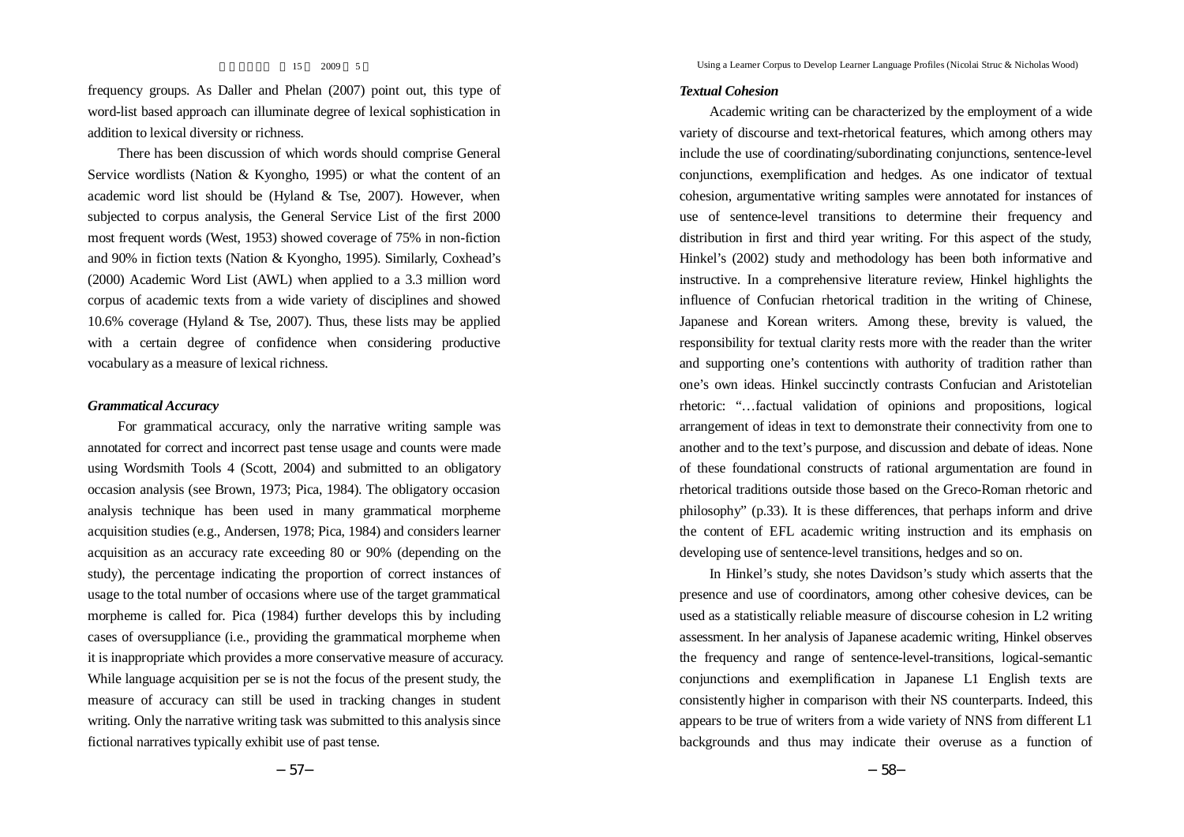frequency groups. As Daller and Phelan (2007) point out, this type of word-list based approach can illuminate degree of lexical sophistication in addition to lexical diversity or richness.

There has been discussion of which words should comprise General Service wordlists (Nation & Kyongho, 1995) or what the content of an academic word list should be (Hyland & Tse, 2007). However, when subjected to corpus analysis, the General Service List of the first 2000 most frequent words (West, 1953) showed coverage of 75% in non-fiction and 90% in fiction texts (Nation & Kyongho, 1995). Similarly, Coxhead's (2000) Academic Word List (AWL) when applied to a 3.3 million word corpus of academic texts from a wide variety of disciplines and showed 10.6% coverage (Hyland & Tse, 2007). Thus, these lists may be applied with a certain degree of confidence when considering productive vocabulary as a measure of lexical richness.

***Grammatical Accuracy***

For grammatical accuracy, only the narrative writing sample was annotated for correct and incorrect past tense usage and counts were made using Wordsmith Tools 4 (Scott, 2004) and submitted to an obligatory occasion analysis (see Brown, 1973; Pica, 1984). The obligatory occasion analysis technique has been used in many grammatical morpheme acquisition studies (e.g., Andersen, 1978; Pica, 1984) and considers learner acquisition as an accuracy rate exceeding 80 or 90% (depending on the study), the percentage indicating the proportion of correct instances of usage to the total number of occasions where use of the target grammatical morpheme is called for. Pica (1984) further develops this by including cases of oversuppliance (i.e., providing the grammatical morpheme when it is inappropriate which provides a more conservative measure of accuracy. While language acquisition per se is not the focus of the present study, the measure of accuracy can still be used in tracking changes in student writing. Only the narrative writing task was submitted to this analysis since fictional narratives typically exhibit use of past tense.

***Textual Cohesion***

Academic writing can be characterized by the employment of a wide variety of discourse and text-rhetorical features, which among others may include the use of coordinating/subordinating conjunctions, sentence-level conjunctions, exemplification and hedges. As one indicator of textual cohesion, argumentative writing samples were annotated for instances of use of sentence-level transitions to determine their frequency and distribution in first and third year writing. For this aspect of the study, Hinkel's (2002) study and methodology has been both informative and instructive. In a comprehensive literature review, Hinkel highlights the influence of Confucian rhetorical tradition in the writing of Chinese, Japanese and Korean writers. Among these, brevity is valued, the responsibility for textual clarity rests more with the reader than the writer and supporting one's contentions with authority of tradition rather than one's own ideas. Hinkel succinctly contrasts Confucian and Aristotelian rhetoric: "…factual validation of opinions and propositions, logical arrangement of ideas in text to demonstrate their connectivity from one to another and to the text's purpose, and discussion and debate of ideas. None of these foundational constructs of rational argumentation are found in rhetorical traditions outside those based on the Greco-Roman rhetoric and philosophy" (p.33). It is these differences, that perhaps inform and drive the content of EFL academic writing instruction and its emphasis on developing use of sentence-level transitions, hedges and so on.

In Hinkel's study, she notes Davidson's study which asserts that the presence and use of coordinators, among other cohesive devices, can be used as a statistically reliable measure of discourse cohesion in L2 writing assessment. In her analysis of Japanese academic writing, Hinkel observes the frequency and range of sentence-level-transitions, logical-semantic conjunctions and exemplification in Japanese L1 English texts are consistently higher in comparison with their NS counterparts. Indeed, this appears to be true of writers from a wide variety of NNS from different L1 backgrounds and thus may indicate their overuse as a function of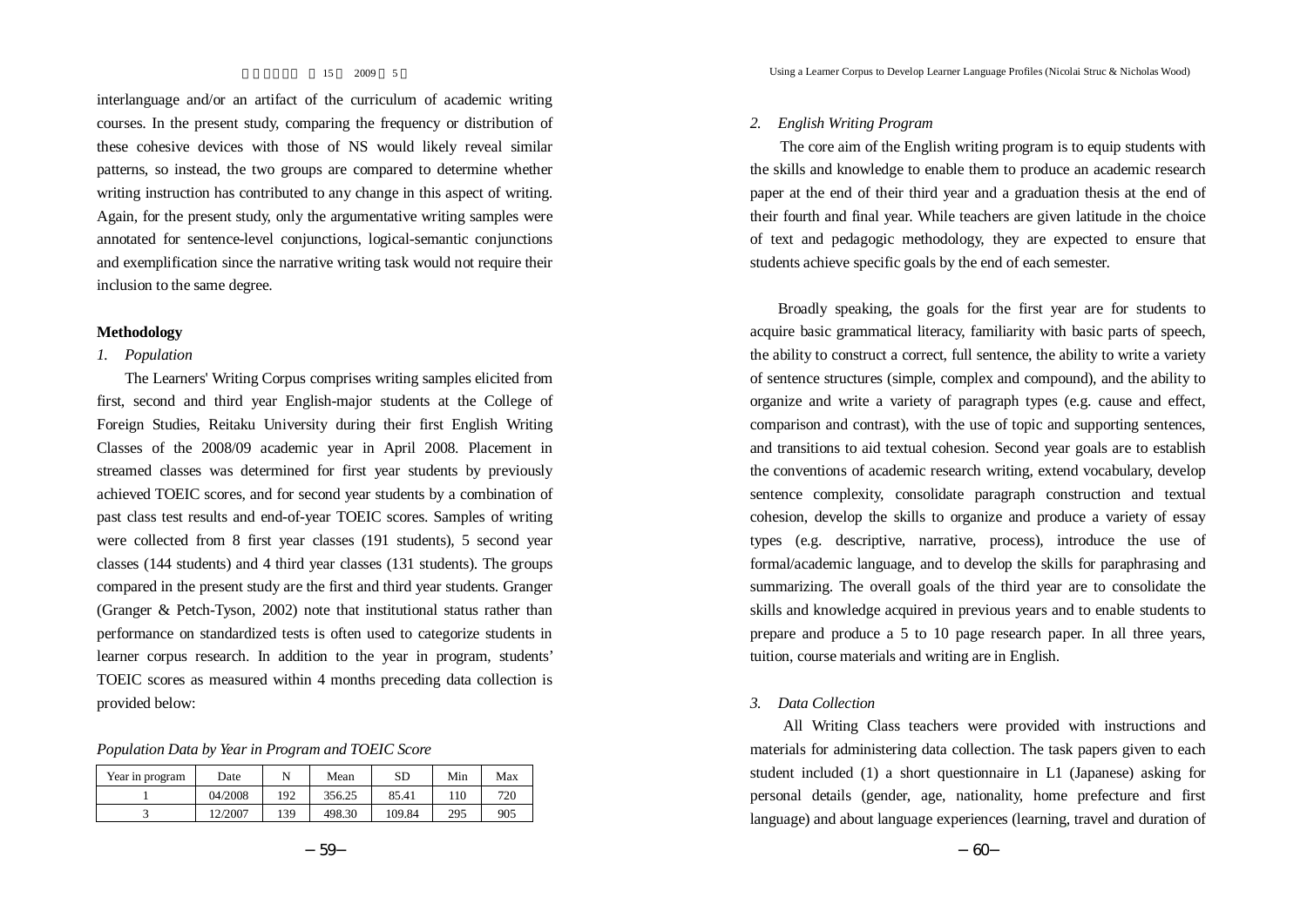interlanguage and/or an artifact of the curriculum of academic writing courses. In the present study, comparing the frequency or distribution of these cohesive devices with those of NS would likely reveal similar patterns, so instead, the two groups are compared to determine whether writing instruction has contributed to any change in this aspect of writing. Again, for the present study, only the argumentative writing samples were annotated for sentence-level conjunctions, logical-semantic conjunctions and exemplification since the narrative writing task would not require their inclusion to the same degree.

**Methodology**

*1. Population*

The Learners' Writing Corpus comprises writing samples elicited from first, second and third year English-major students at the College of Foreign Studies, Reitaku University during their first English Writing Classes of the 2008/09 academic year in April 2008. Placement in streamed classes was determined for first year students by previously achieved TOEIC scores, and for second year students by a combination of past class test results and end-of-year TOEIC scores. Samples of writing were collected from 8 first year classes (191 students), 5 second year classes (144 students) and 4 third year classes (131 students). The groups compared in the present study are the first and third year students. Granger (Granger & Petch-Tyson, 2002) note that institutional status rather than performance on standardized tests is often used to categorize students in learner corpus research. In addition to the year in program, students' TOEIC scores as measured within 4 months preceding data collection is provided below:

*Population Data by Year in Program and TOEIC Score*

| Year in program | Date | N | Mean | SD | Min | Max |
|---|---|---|---|---|---|---|
| 1 | 04/2008 | 192 | 356.25 | 85.41 | 110 | 720 |
| 3 | 12/2007 | 139 | 498.30 | 109.84 | 295 | 905 |

*2. English Writing Program*

The core aim of the English writing program is to equip students with the skills and knowledge to enable them to produce an academic research paper at the end of their third year and a graduation thesis at the end of their fourth and final year. While teachers are given latitude in the choice of text and pedagogic methodology, they are expected to ensure that students achieve specific goals by the end of each semester.

Broadly speaking, the goals for the first year are for students to acquire basic grammatical literacy, familiarity with basic parts of speech, the ability to construct a correct, full sentence, the ability to write a variety of sentence structures (simple, complex and compound), and the ability to organize and write a variety of paragraph types (e.g. cause and effect, comparison and contrast), with the use of topic and supporting sentences, and transitions to aid textual cohesion. Second year goals are to establish the conventions of academic research writing, extend vocabulary, develop sentence complexity, consolidate paragraph construction and textual cohesion, develop the skills to organize and produce a variety of essay types (e.g. descriptive, narrative, process), introduce the use of formal/academic language, and to develop the skills for paraphrasing and summarizing. The overall goals of the third year are to consolidate the skills and knowledge acquired in previous years and to enable students to prepare and produce a 5 to 10 page research paper. In all three years, tuition, course materials and writing are in English.

*3. Data Collection*

All Writing Class teachers were provided with instructions and materials for administering data collection. The task papers given to each student included (1) a short questionnaire in L1 (Japanese) asking for personal details (gender, age, nationality, home prefecture and first language) and about language experiences (learning, travel and duration of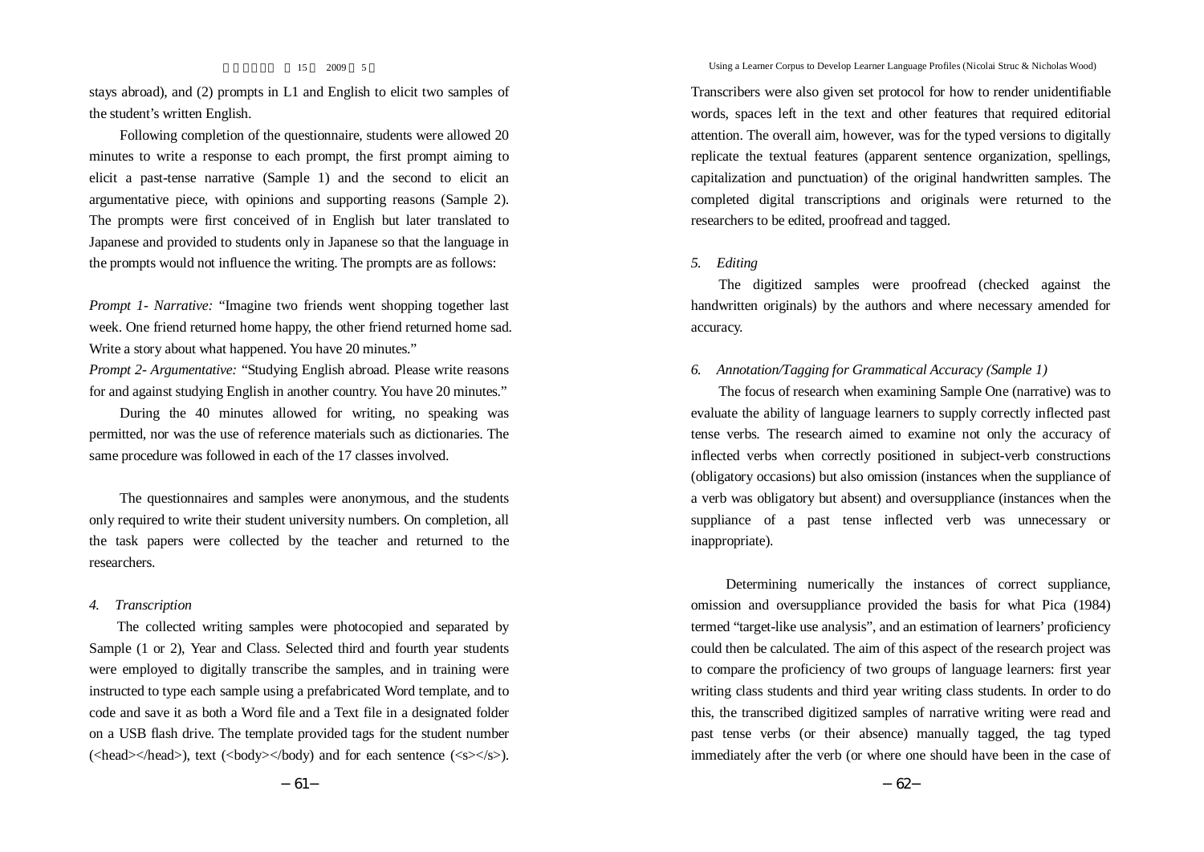stays abroad), and (2) prompts in L1 and English to elicit two samples of the student's written English.

Following completion of the questionnaire, students were allowed 20 minutes to write a response to each prompt, the first prompt aiming to elicit a past-tense narrative (Sample 1) and the second to elicit an argumentative piece, with opinions and supporting reasons (Sample 2). The prompts were first conceived of in English but later translated to Japanese and provided to students only in Japanese so that the language in the prompts would not influence the writing. The prompts are as follows:

*Prompt 1- Narrative:* "Imagine two friends went shopping together last week. One friend returned home happy, the other friend returned home sad. Write a story about what happened. You have 20 minutes."

*Prompt 2- Argumentative:* "Studying English abroad. Please write reasons for and against studying English in another country. You have 20 minutes."

During the 40 minutes allowed for writing, no speaking was permitted, nor was the use of reference materials such as dictionaries. The same procedure was followed in each of the 17 classes involved.

The questionnaires and samples were anonymous, and the students only required to write their student university numbers. On completion, all the task papers were collected by the teacher and returned to the researchers.

*4. Transcription*

The collected writing samples were photocopied and separated by Sample (1 or 2), Year and Class. Selected third and fourth year students were employed to digitally transcribe the samples, and in training were instructed to type each sample using a prefabricated Word template, and to code and save it as both a Word file and a Text file in a designated folder on a USB flash drive. The template provided tags for the student number (<head></head>), text (<body></body) and for each sentence (<s></s>). Transcribers were also given set protocol for how to render unidentifiable words, spaces left in the text and other features that required editorial attention. The overall aim, however, was for the typed versions to digitally replicate the textual features (apparent sentence organization, spellings, capitalization and punctuation) of the original handwritten samples. The completed digital transcriptions and originals were returned to the researchers to be edited, proofread and tagged.

*5. Editing*

The digitized samples were proofread (checked against the handwritten originals) by the authors and where necessary amended for accuracy.

*6. Annotation/Tagging for Grammatical Accuracy (Sample 1)*

The focus of research when examining Sample One (narrative) was to evaluate the ability of language learners to supply correctly inflected past tense verbs. The research aimed to examine not only the accuracy of inflected verbs when correctly positioned in subject-verb constructions (obligatory occasions) but also omission (instances when the suppliance of a verb was obligatory but absent) and oversuppliance (instances when the suppliance of a past tense inflected verb was unnecessary or inappropriate).

Determining numerically the instances of correct suppliance, omission and oversuppliance provided the basis for what Pica (1984) termed "target-like use analysis", and an estimation of learners' proficiency could then be calculated. The aim of this aspect of the research project was to compare the proficiency of two groups of language learners: first year writing class students and third year writing class students. In order to do this, the transcribed digitized samples of narrative writing were read and past tense verbs (or their absence) manually tagged, the tag typed immediately after the verb (or where one should have been in the case of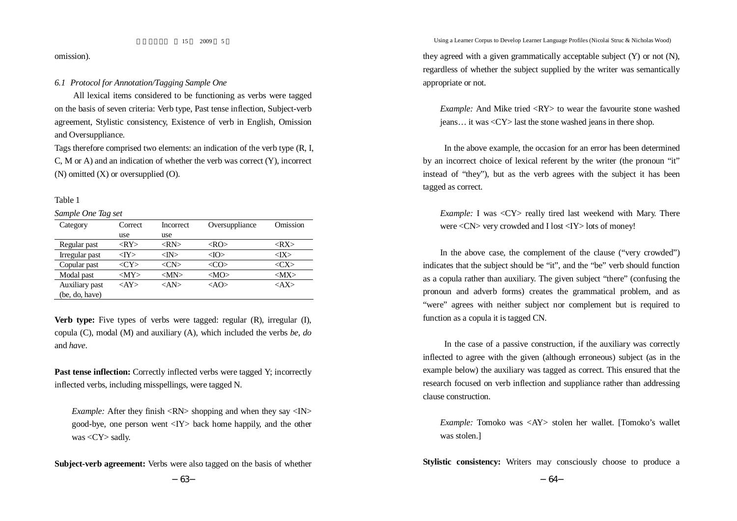omission).

### *6.1 Protocol for Annotation/Tagging Sample One*

All lexical items considered to be functioning as verbs were tagged on the basis of seven criteria: Verb type, Past tense inflection, Subject-verb agreement, Stylistic consistency, Existence of verb in English, Omission and Oversuppliance.

Tags therefore comprised two elements: an indication of the verb type (R, I, C, M or A) and an indication of whether the verb was correct (Y), incorrect (N) omitted (X) or oversupplied (O).

Table 1

*Sample One Tag set*

| Category | Correct use | Incorrect use | Oversuppliance | Omission |
|---|---|---|---|---|
| Regular past | <RY> | <RN> | <RO> | <RX> |
| Irregular past | <IY> | <IN> | <IO> | <IX> |
| Copular past | <CY> | <CN> | <CO> | <CX> |
| Modal past | <MY> | <MN> | <MO> | <MX> |
| Auxiliary past (be, do, have) | <AY> | <AN> | <AO> | <AX> |

**Verb type:** Five types of verbs were tagged: regular (R), irregular (I), copula (C), modal (M) and auxiliary (A), which included the verbs *be*, *do* and *have*.

**Past tense inflection:** Correctly inflected verbs were tagged Y; incorrectly inflected verbs, including misspellings, were tagged N.

> *Example:* After they finish <RN> shopping and when they say <IN> good-bye, one person went <IY> back home happily, and the other was <CY> sadly.

**Subject-verb agreement:** Verbs were also tagged on the basis of whether they agreed with a given grammatically acceptable subject (Y) or not (N), regardless of whether the subject supplied by the writer was semantically appropriate or not.

> *Example:* And Mike tried <RY> to wear the favourite stone washed jeans… it was <CY> last the stone washed jeans in there shop.

In the above example, the occasion for an error has been determined by an incorrect choice of lexical referent by the writer (the pronoun "it" instead of "they"), but as the verb agrees with the subject it has been tagged as correct.

> *Example:* I was <CY> really tired last weekend with Mary. There were <CN> very crowded and I lost <IY> lots of money!

In the above case, the complement of the clause ("very crowded") indicates that the subject should be "it", and the "be" verb should function as a copula rather than auxiliary. The given subject "there" (confusing the pronoun and adverb forms) creates the grammatical problem, and as "were" agrees with neither subject nor complement but is required to function as a copula it is tagged CN.

In the case of a passive construction, if the auxiliary was correctly inflected to agree with the given (although erroneous) subject (as in the example below) the auxiliary was tagged as correct. This ensured that the research focused on verb inflection and suppliance rather than addressing clause construction.

> *Example:* Tomoko was <AY> stolen her wallet. [Tomoko's wallet was stolen.]

**Stylistic consistency:** Writers may consciously choose to produce a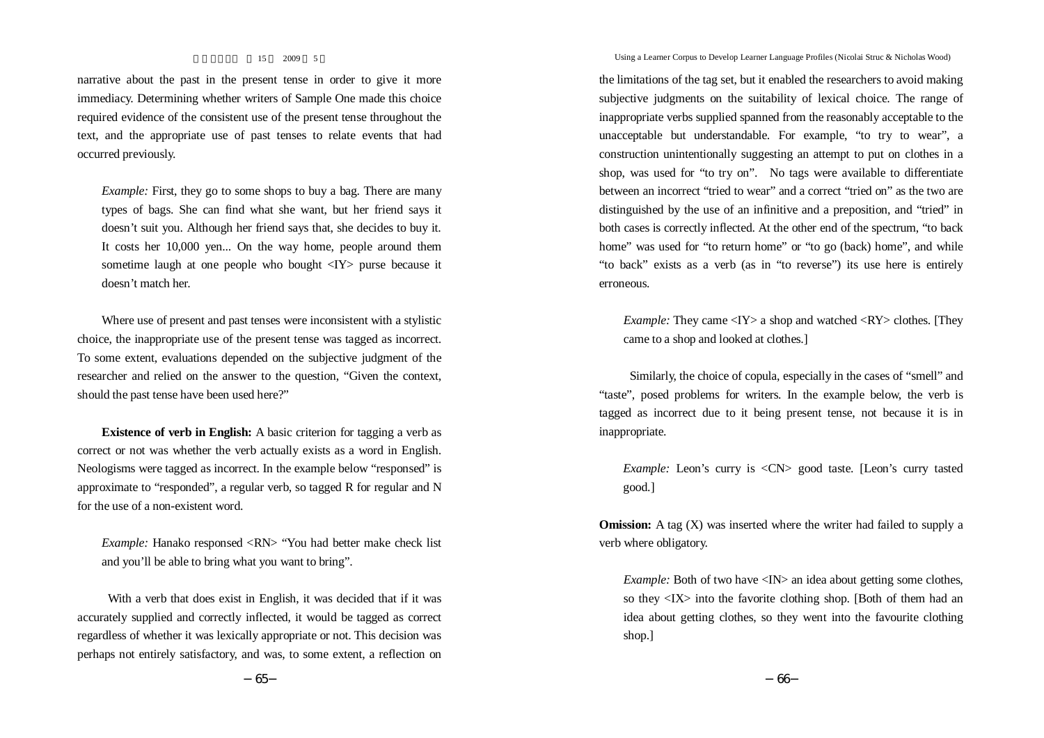narrative about the past in the present tense in order to give it more immediacy. Determining whether writers of Sample One made this choice required evidence of the consistent use of the present tense throughout the text, and the appropriate use of past tenses to relate events that had occurred previously.

> *Example:* First, they go to some shops to buy a bag. There are many types of bags. She can find what she want, but her friend says it doesn't suit you. Although her friend says that, she decides to buy it. It costs her 10,000 yen... On the way home, people around them sometime laugh at one people who bought <IY> purse because it doesn't match her.

Where use of present and past tenses were inconsistent with a stylistic choice, the inappropriate use of the present tense was tagged as incorrect. To some extent, evaluations depended on the subjective judgment of the researcher and relied on the answer to the question, "Given the context, should the past tense have been used here?"

**Existence of verb in English:** A basic criterion for tagging a verb as correct or not was whether the verb actually exists as a word in English. Neologisms were tagged as incorrect. In the example below "responsed" is approximate to "responded", a regular verb, so tagged R for regular and N for the use of a non-existent word.

> *Example:* Hanako responsed <RN> "You had better make check list and you'll be able to bring what you want to bring".

With a verb that does exist in English, it was decided that if it was accurately supplied and correctly inflected, it would be tagged as correct regardless of whether it was lexically appropriate or not. This decision was perhaps not entirely satisfactory, and was, to some extent, a reflection on the limitations of the tag set, but it enabled the researchers to avoid making subjective judgments on the suitability of lexical choice. The range of inappropriate verbs supplied spanned from the reasonably acceptable to the unacceptable but understandable. For example, "to try to wear", a construction unintentionally suggesting an attempt to put on clothes in a shop, was used for "to try on". No tags were available to differentiate between an incorrect "tried to wear" and a correct "tried on" as the two are distinguished by the use of an infinitive and a preposition, and "tried" in both cases is correctly inflected. At the other end of the spectrum, "to back home" was used for "to return home" or "to go (back) home", and while "to back" exists as a verb (as in "to reverse") its use here is entirely erroneous.

> *Example:* They came <IY> a shop and watched <RY> clothes. [They came to a shop and looked at clothes.]

Similarly, the choice of copula, especially in the cases of "smell" and "taste", posed problems for writers. In the example below, the verb is tagged as incorrect due to it being present tense, not because it is in inappropriate.

> *Example:* Leon's curry is <CN> good taste. [Leon's curry tasted good.]

**Omission:** A tag (X) was inserted where the writer had failed to supply a verb where obligatory.

> *Example:* Both of two have <IN> an idea about getting some clothes, so they <IX> into the favorite clothing shop. [Both of them had an idea about getting clothes, so they went into the favourite clothing shop.]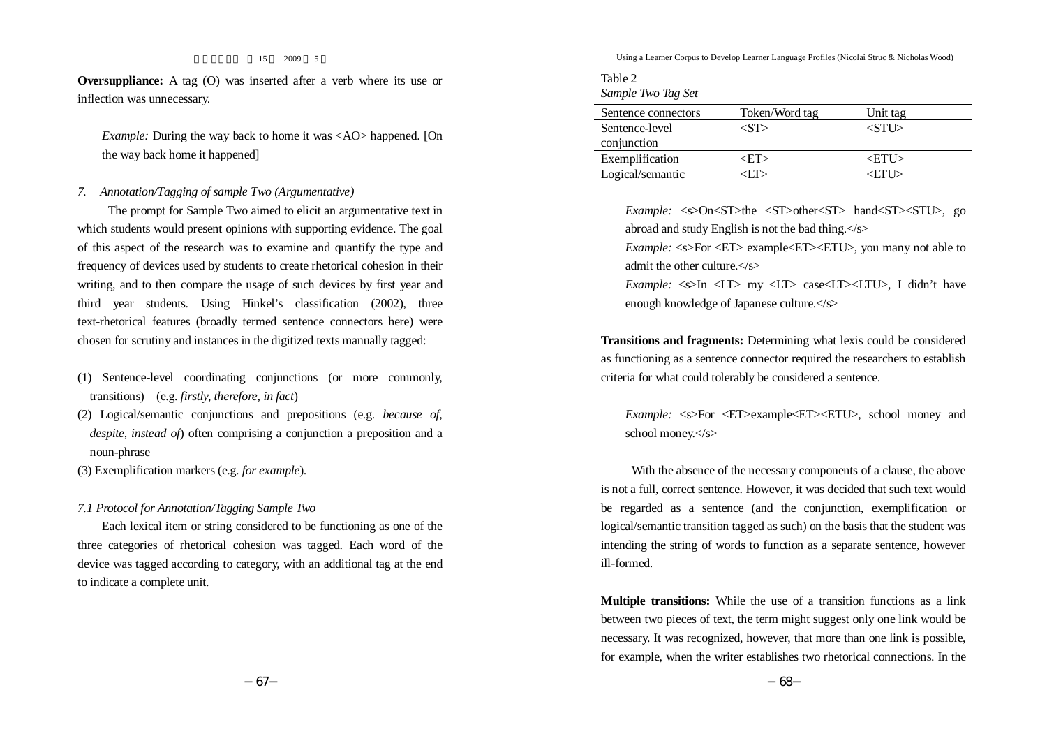**Oversuppliance:** A tag (O) was inserted after a verb where its use or inflection was unnecessary.

> *Example:* During the way back to home it was <AO> happened. [On the way back home it happened]

*7. Annotation/Tagging of sample Two (Argumentative)*

The prompt for Sample Two aimed to elicit an argumentative text in which students would present opinions with supporting evidence. The goal of this aspect of the research was to examine and quantify the type and frequency of devices used by students to create rhetorical cohesion in their writing, and to then compare the usage of such devices by first year and third year students. Using Hinkel's classification (2002), three text-rhetorical features (broadly termed sentence connectors here) were chosen for scrutiny and instances in the digitized texts manually tagged:

(1) Sentence-level coordinating conjunctions (or more commonly, transitions) (e.g. *firstly, therefore, in fact*)
(2) Logical/semantic conjunctions and prepositions (e.g. *because of, despite, instead of*) often comprising a conjunction a preposition and a noun-phrase
(3) Exemplification markers (e.g. *for example*).

*7.1 Protocol for Annotation/Tagging Sample Two*

Each lexical item or string considered to be functioning as one of the three categories of rhetorical cohesion was tagged. Each word of the device was tagged according to category, with an additional tag at the end to indicate a complete unit.

Table 2
*Sample Two Tag Set*

| Sentence connectors | Token/Word tag | Unit tag |
|---|---|---|
| Sentence-level conjunction | <ST> | <STU> |
| Exemplification | <ET> | <ETU> |
| Logical/semantic | <LT> | <LTU> |

> *Example:* <s>On<ST>the <ST>other<ST> hand<ST><STU>, go abroad and study English is not the bad thing.</s>
> *Example:* <s>For <ET> example<ET><ETU>, you many not able to admit the other culture.</s>
> *Example:* <s>In <LT> my <LT> case<LT><LTU>, I didn't have enough knowledge of Japanese culture.</s>

**Transitions and fragments:** Determining what lexis could be considered as functioning as a sentence connector required the researchers to establish criteria for what could tolerably be considered a sentence.

> *Example:* <s>For <ET>example<ET><ETU>, school money and school money.</s>

With the absence of the necessary components of a clause, the above is not a full, correct sentence. However, it was decided that such text would be regarded as a sentence (and the conjunction, exemplification or logical/semantic transition tagged as such) on the basis that the student was intending the string of words to function as a separate sentence, however ill-formed.

**Multiple transitions:** While the use of a transition functions as a link between two pieces of text, the term might suggest only one link would be necessary. It was recognized, however, that more than one link is possible, for example, when the writer establishes two rhetorical connections. In the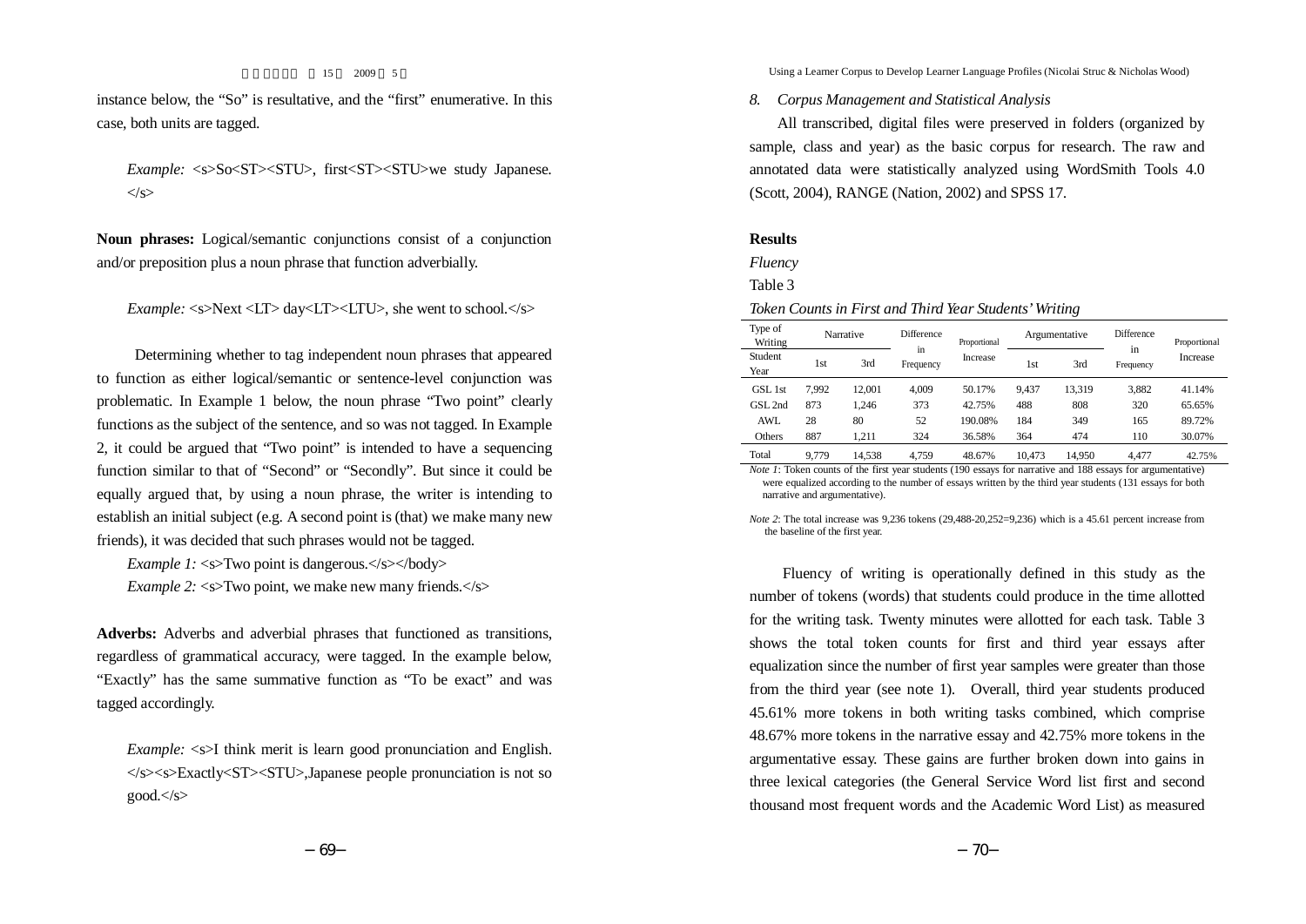instance below, the "So" is resultative, and the "first" enumerative. In this case, both units are tagged.

*Example:* <s>So<ST><STU>, first<ST><STU>we study Japanese. </s>

**Noun phrases:** Logical/semantic conjunctions consist of a conjunction and/or preposition plus a noun phrase that function adverbially.

*Example:* <s>Next <LT> day<LT><LTU>, she went to school.</s>

Determining whether to tag independent noun phrases that appeared to function as either logical/semantic or sentence-level conjunction was problematic. In Example 1 below, the noun phrase "Two point" clearly functions as the subject of the sentence, and so was not tagged. In Example 2, it could be argued that "Two point" is intended to have a sequencing function similar to that of "Second" or "Secondly". But since it could be equally argued that, by using a noun phrase, the writer is intending to establish an initial subject (e.g. A second point is (that) we make many new friends), it was decided that such phrases would not be tagged.

*Example 1:* <s>Two point is dangerous.</s></body>

*Example 2:* <s>Two point, we make new many friends.</s>

**Adverbs:** Adverbs and adverbial phrases that functioned as transitions, regardless of grammatical accuracy, were tagged. In the example below, "Exactly" has the same summative function as "To be exact" and was tagged accordingly.

*Example:* <s>I think merit is learn good pronunciation and English. </s><s>Exactly<ST><STU>,Japanese people pronunciation is not so good.</s>

### 8. Corpus Management and Statistical Analysis

All transcribed, digital files were preserved in folders (organized by sample, class and year) as the basic corpus for research. The raw and annotated data were statistically analyzed using WordSmith Tools 4.0 (Scott, 2004), RANGE (Nation, 2002) and SPSS 17.

## Results

*Fluency*

Table 3

*Token Counts in First and Third Year Students' Writing*

| Type of Writing | Narrative | | Difference in Frequency | Proportional Increase | Argumentative | | Difference in Frequency | Proportional Increase |
|---|---|---|---|---|---|---|---|---|
| Student Year | 1st | 3rd | | | 1st | 3rd | | |
| GSL 1st | 7,992 | 12,001 | 4,009 | 50.17% | 9,437 | 13,319 | 3,882 | 41.14% |
| GSL 2nd | 873 | 1,246 | 373 | 42.75% | 488 | 808 | 320 | 65.65% |
| AWL | 28 | 80 | 52 | 190.08% | 184 | 349 | 165 | 89.72% |
| Others | 887 | 1,211 | 324 | 36.58% | 364 | 474 | 110 | 30.07% |
| Total | 9,779 | 14,538 | 4,759 | 48.67% | 10,473 | 14,950 | 4,477 | 42.75% |

*Note 1*: Token counts of the first year students (190 essays for narrative and 188 essays for argumentative) were equalized according to the number of essays written by the third year students (131 essays for both narrative and argumentative).

*Note 2*: The total increase was 9,236 tokens (29,488-20,252=9,236) which is a 45.61 percent increase from the baseline of the first year.

Fluency of writing is operationally defined in this study as the number of tokens (words) that students could produce in the time allotted for the writing task. Twenty minutes were allotted for each task. Table 3 shows the total token counts for first and third year essays after equalization since the number of first year samples were greater than those from the third year (see note 1). Overall, third year students produced 45.61% more tokens in both writing tasks combined, which comprise 48.67% more tokens in the narrative essay and 42.75% more tokens in the argumentative essay. These gains are further broken down into gains in three lexical categories (the General Service Word list first and second thousand most frequent words and the Academic Word List) as measured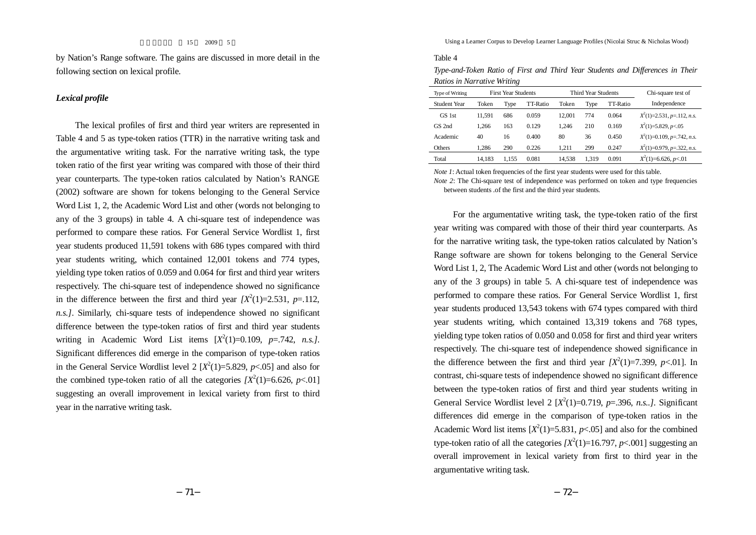by Nation's Range software. The gains are discussed in more detail in the following section on lexical profile.

***Lexical profile***

The lexical profiles of first and third year writers are represented in Table 4 and 5 as type-token ratios (TTR) in the narrative writing task and the argumentative writing task. For the narrative writing task, the type token ratio of the first year writing was compared with those of their third year counterparts. The type-token ratios calculated by Nation's RANGE (2002) software are shown for tokens belonging to the General Service Word List 1, 2, the Academic Word List and other (words not belonging to any of the 3 groups) in table 4. A chi-square test of independence was performed to compare these ratios. For General Service Wordlist 1, first year students produced 11,591 tokens with 686 types compared with third year students writing, which contained 12,001 tokens and 774 types, yielding type token ratios of 0.059 and 0.064 for first and third year writers respectively. The chi-square test of independence showed no significance in the difference between the first and third year *[$X^2$(1)=2.531, p=.112, n.s.]*. Similarly, chi-square tests of independence showed no significant difference between the type-token ratios of first and third year students writing in Academic Word List items [$X^2$(1)=0.109, *p*=.742, *n.s.]*. Significant differences did emerge in the comparison of type-token ratios in the General Service Wordlist level 2 [$X^2$(1)=5.829, *p*<.05] and also for the combined type-token ratio of all the categories *[$X^2$(1)=6.626, p<.01]* suggesting an overall improvement in lexical variety from first to third year in the narrative writing task.

Table 4

*Type-and-Token Ratio of First and Third Year Students and Differences in Their Ratios in Narrative Writing*

| Type of Writing | First Year Students | | | Third Year Students | | | Chi-square test of Independence |
|---|---|---|---|---|---|---|---|
| Student Year | Token | Type | TT-Ratio | Token | Type | TT-Ratio | |
| GS 1st | 11,591 | 686 | 0.059 | 12,001 | 774 | 0.064 | $X^2$(1)=2.531, *p*=.112, *n.s.* |
| GS 2nd | 1,266 | 163 | 0.129 | 1,246 | 210 | 0.169 | $X^2$(1)=5.829, *p*<.05 |
| Academic | 40 | 16 | 0.400 | 80 | 36 | 0.450 | $X^2$(1)=0.109, *p*=.742, *n.s.* |
| Others | 1,286 | 290 | 0.226 | 1,211 | 299 | 0.247 | $X^2$(1)=0.979, *p*=.322, *n.s.* |
| Total | 14,183 | 1,155 | 0.081 | 14,538 | 1,319 | 0.091 | $X^2$(1)=6.626, *p*<.01 |

*Note 1*: Actual token frequencies of the first year students were used for this table.
*Note 2*: The Chi-square test of independence was performed on token and type frequencies between students .of the first and the third year students.

For the argumentative writing task, the type-token ratio of the first year writing was compared with those of their third year counterparts. As for the narrative writing task, the type-token ratios calculated by Nation's Range software are shown for tokens belonging to the General Service Word List 1, 2, The Academic Word List and other (words not belonging to any of the 3 groups) in table 5. A chi-square test of independence was performed to compare these ratios. For General Service Wordlist 1, first year students produced 13,543 tokens with 674 types compared with third year students writing, which contained 13,319 tokens and 768 types, yielding type token ratios of 0.050 and 0.058 for first and third year writers respectively. The chi-square test of independence showed significance in the difference between the first and third year *[$X^2$(1)=7.399, p<.01]*. In contrast, chi-square tests of independence showed no significant difference between the type-token ratios of first and third year students writing in General Service Wordlist level 2 [$X^2$(1)=0.719, *p*=.396, *n.s..]*. Significant differences did emerge in the comparison of type-token ratios in the Academic Word list items [$X^2$(1)=5.831, *p*<.05] and also for the combined type-token ratio of all the categories *[$X^2$(1)=16.797, p<.001]* suggesting an overall improvement in lexical variety from first to third year in the argumentative writing task.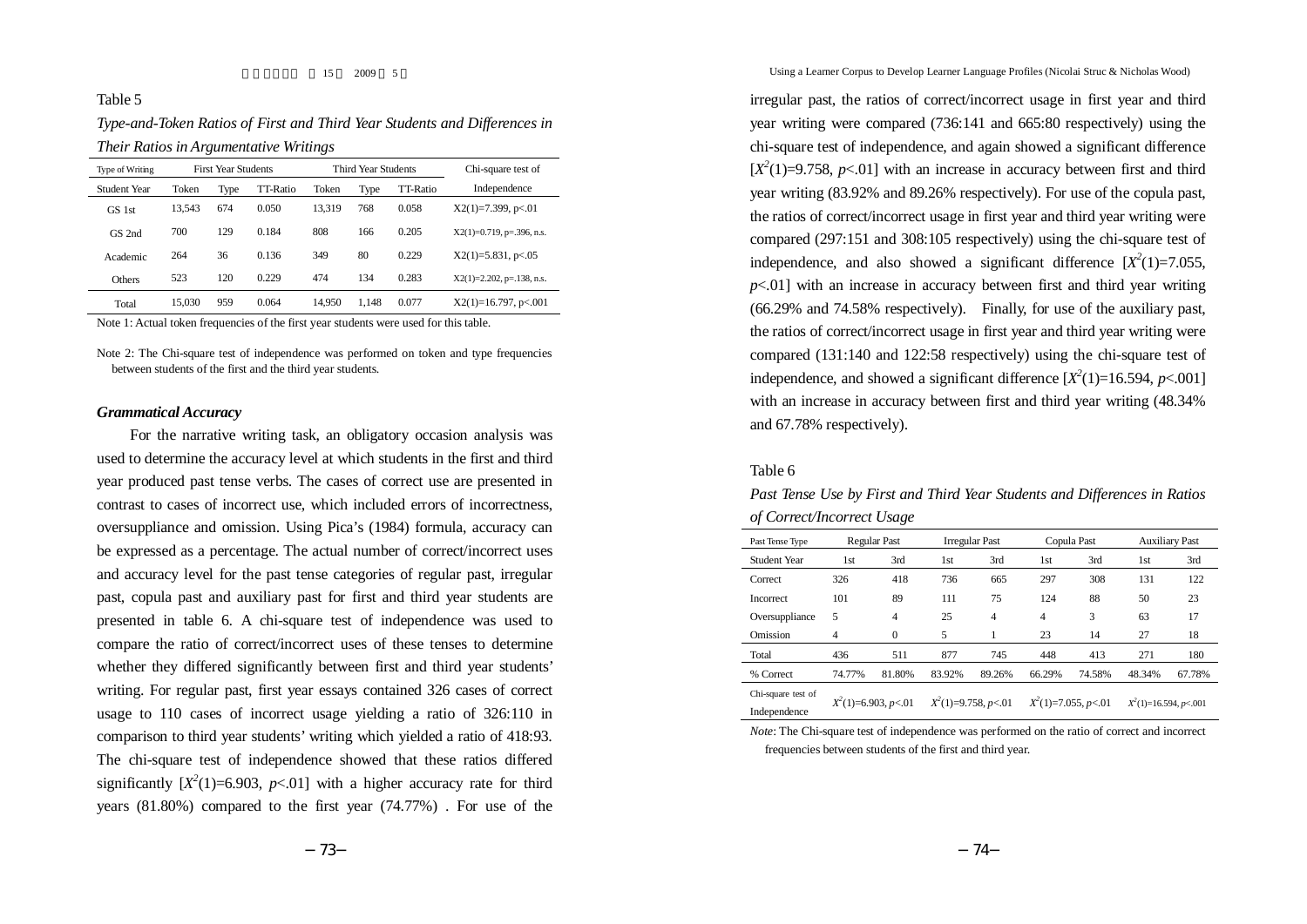Table 5

*Type-and-Token Ratios of First and Third Year Students and Differences in Their Ratios in Argumentative Writings*

| Type of Writing | First Year Students | | | Third Year Students | | | Chi-square test of Independence |
|---|---|---|---|---|---|---|---|
| Student Year | Token | Type | TT-Ratio | Token | Type | TT-Ratio | |
| GS 1st | 13,543 | 674 | 0.050 | 13,319 | 768 | 0.058 | X2(1)=7.399, p<.01 |
| GS 2nd | 700 | 129 | 0.184 | 808 | 166 | 0.205 | X2(1)=0.719, p=.396, n.s. |
| Academic | 264 | 36 | 0.136 | 349 | 80 | 0.229 | X2(1)=5.831, p<.05 |
| Others | 523 | 120 | 0.229 | 474 | 134 | 0.283 | X2(1)=2.202, p=.138, n.s. |
| Total | 15,030 | 959 | 0.064 | 14,950 | 1,148 | 0.077 | X2(1)=16.797, p<.001 |

Note 1: Actual token frequencies of the first year students were used for this table.

Note 2: The Chi-square test of independence was performed on token and type frequencies between students of the first and the third year students.

### *Grammatical Accuracy*

For the narrative writing task, an obligatory occasion analysis was used to determine the accuracy level at which students in the first and third year produced past tense verbs. The cases of correct use are presented in contrast to cases of incorrect use, which included errors of incorrectness, oversuppliance and omission. Using Pica's (1984) formula, accuracy can be expressed as a percentage. The actual number of correct/incorrect uses and accuracy level for the past tense categories of regular past, irregular past, copula past and auxiliary past for first and third year students are presented in table 6. A chi-square test of independence was used to compare the ratio of correct/incorrect uses of these tenses to determine whether they differed significantly between first and third year students' writing. For regular past, first year essays contained 326 cases of correct usage to 110 cases of incorrect usage yielding a ratio of 326:110 in comparison to third year students' writing which yielded a ratio of 418:93. The chi-square test of independence showed that these ratios differed significantly [$X^2(1)=6.903$, $p<.01$] with a higher accuracy rate for third years (81.80%) compared to the first year (74.77%) . For use of the irregular past, the ratios of correct/incorrect usage in first year and third year writing were compared (736:141 and 665:80 respectively) using the chi-square test of independence, and again showed a significant difference [$X^2(1)=9.758$, $p<.01$] with an increase in accuracy between first and third year writing (83.92% and 89.26% respectively). For use of the copula past, the ratios of correct/incorrect usage in first year and third year writing were compared (297:151 and 308:105 respectively) using the chi-square test of independence, and also showed a significant difference [$X^2(1)=7.055$, $p<.01$] with an increase in accuracy between first and third year writing (66.29% and 74.58% respectively). Finally, for use of the auxiliary past, the ratios of correct/incorrect usage in first year and third year writing were compared (131:140 and 122:58 respectively) using the chi-square test of independence, and showed a significant difference [$X^2(1)=16.594$, $p<.001$] with an increase in accuracy between first and third year writing (48.34% and 67.78% respectively).

Table 6

*Past Tense Use by First and Third Year Students and Differences in Ratios of Correct/Incorrect Usage*

| Past Tense Type | Regular Past | | Irregular Past | | Copula Past | | Auxiliary Past | |
|---|---|---|---|---|---|---|---|---|
| Student Year | 1st | 3rd | 1st | 3rd | 1st | 3rd | 1st | 3rd |
| Correct | 326 | 418 | 736 | 665 | 297 | 308 | 131 | 122 |
| Incorrect | 101 | 89 | 111 | 75 | 124 | 88 | 50 | 23 |
| Oversuppliance | 5 | 4 | 25 | 4 | 4 | 3 | 63 | 17 |
| Omission | 4 | 0 | 5 | 1 | 23 | 14 | 27 | 18 |
| Total | 436 | 511 | 877 | 745 | 448 | 413 | 271 | 180 |
| % Correct | 74.77% | 81.80% | 83.92% | 89.26% | 66.29% | 74.58% | 48.34% | 67.78% |
| Chi-square test of Independence | $X^2(1)=6.903$, $p<.01$ | | $X^2(1)=9.758$, $p<.01$ | | $X^2(1)=7.055$, $p<.01$ | | $X^2(1)=16.594$, $p<.001$ | |

*Note*: The Chi-square test of independence was performed on the ratio of correct and incorrect frequencies between students of the first and third year.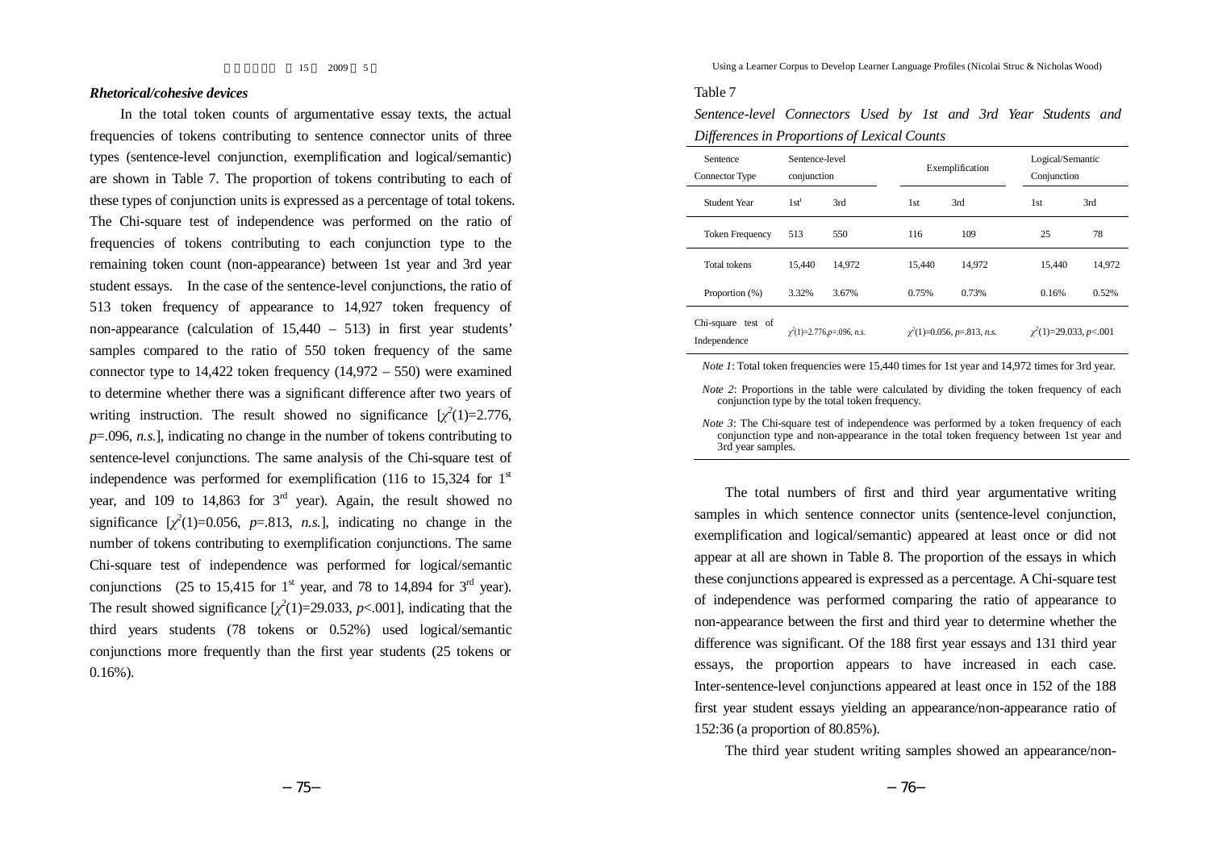### *Rhetorical/cohesive devices*

In the total token counts of argumentative essay texts, the actual frequencies of tokens contributing to sentence connector units of three types (sentence-level conjunction, exemplification and logical/semantic) are shown in Table 7. The proportion of tokens contributing to each of these types of conjunction units is expressed as a percentage of total tokens. The Chi-square test of independence was performed on the ratio of frequencies of tokens contributing to each conjunction type to the remaining token count (non-appearance) between 1st year and 3rd year student essays. In the case of the sentence-level conjunctions, the ratio of 513 token frequency of appearance to 14,927 token frequency of non-appearance (calculation of 15,440 – 513) in first year students' samples compared to the ratio of 550 token frequency of the same connector type to 14,422 token frequency (14,972 – 550) were examined to determine whether there was a significant difference after two years of writing instruction. The result showed no significance [$\chi^2(1)=2.776$, $p=.096$, *n.s.*], indicating no change in the number of tokens contributing to sentence-level conjunctions. The same analysis of the Chi-square test of independence was performed for exemplification (116 to 15,324 for 1st year, and 109 to 14,863 for 3rd year). Again, the result showed no significance [$\chi^2(1)=0.056$, $p=.813$, *n.s.*], indicating no change in the number of tokens contributing to exemplification conjunctions. The same Chi-square test of independence was performed for logical/semantic conjunctions (25 to 15,415 for 1st year, and 78 to 14,894 for 3rd year). The result showed significance [$\chi^2(1)=29.033$, $p<.001$], indicating that the third years students (78 tokens or 0.52%) used logical/semantic conjunctions more frequently than the first year students (25 tokens or 0.16%).

Table 7

*Sentence-level Connectors Used by 1st and 3rd Year Students and Differences in Proportions of Lexical Counts*

| Sentence Connector Type | Sentence-level conjunction | | Exemplification | | Logical/Semantic Conjunction | |
|---|---|---|---|---|---|---|
| Student Year | 1st | 3rd | 1st | 3rd | 1st | 3rd |
| Token Frequency | 513 | 550 | 116 | 109 | 25 | 78 |
| Total tokens | 15,440 | 14,972 | 15,440 | 14,972 | 15,440 | 14,972 |
| Proportion (%) | 3.32% | 3.67% | 0.75% | 0.73% | 0.16% | 0.52% |
| Chi-square test of Independence | $\chi^2(1)=2.776, p=.096$, *n.s.* | | $\chi^2(1)=0.056$, $p=.813$, *n.s.* | | $\chi^2(1)=29.033$, $p<.001$ | |

*Note 1*: Total token frequencies were 15,440 times for 1st year and 14,972 times for 3rd year.

*Note 2*: Proportions in the table were calculated by dividing the token frequency of each conjunction type by the total token frequency.

*Note 3*: The Chi-square test of independence was performed by a token frequency of each conjunction type and non-appearance in the total token frequency between 1st year and 3rd year samples.

The total numbers of first and third year argumentative writing samples in which sentence connector units (sentence-level conjunction, exemplification and logical/semantic) appeared at least once or did not appear at all are shown in Table 8. The proportion of the essays in which these conjunctions appeared is expressed as a percentage. A Chi-square test of independence was performed comparing the ratio of appearance to non-appearance between the first and third year to determine whether the difference was significant. Of the 188 first year essays and 131 third year essays, the proportion appears to have increased in each case. Inter-sentence-level conjunctions appeared at least once in 152 of the 188 first year student essays yielding an appearance/non-appearance ratio of 152:36 (a proportion of 80.85%).

The third year student writing samples showed an appearance/non-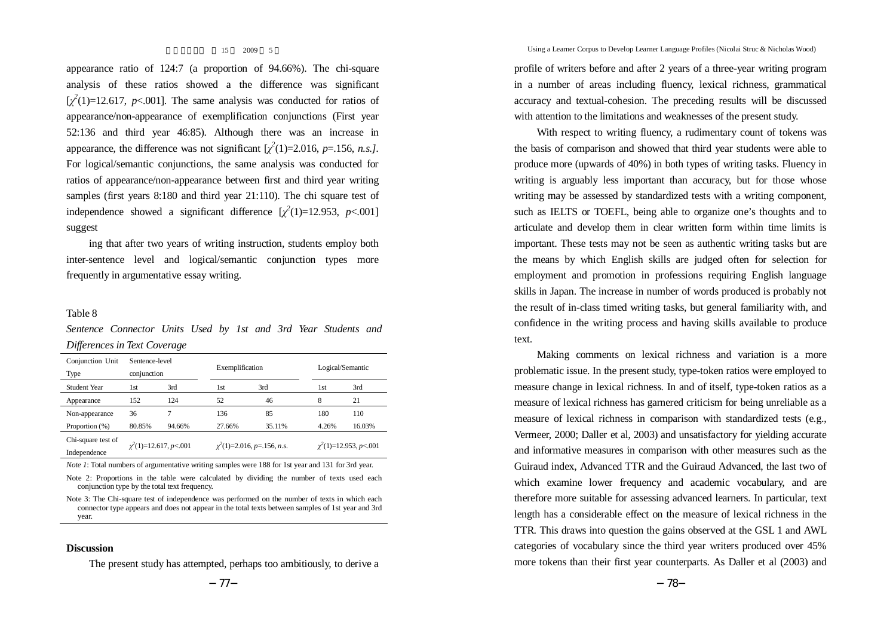appearance ratio of 124:7 (a proportion of 94.66%). The chi-square analysis of these ratios showed a the difference was significant [$\chi^2(1)=12.617$, $p<.001$]. The same analysis was conducted for ratios of appearance/non-appearance of exemplification conjunctions (First year 52:136 and third year 46:85). Although there was an increase in appearance, the difference was not significant [$\chi^2(1)=2.016$, $p=.156$, *n.s.]*. For logical/semantic conjunctions, the same analysis was conducted for ratios of appearance/non-appearance between first and third year writing samples (first years 8:180 and third year 21:110). The chi square test of independence showed a significant difference [$\chi^2(1)=12.953$, $p<.001$] suggest

ing that after two years of writing instruction, students employ both inter-sentence level and logical/semantic conjunction types more frequently in argumentative essay writing.

Table 8

*Sentence Connector Units Used by 1st and 3rd Year Students and Differences in Text Coverage*

| Conjunction Unit Type | Sentence-level conjunction | | Exemplification | | Logical/Semantic | |
|---|---|---|---|---|---|---|
| Student Year | 1st | 3rd | 1st | 3rd | 1st | 3rd |
| Appearance | 152 | 124 | 52 | 46 | 8 | 21 |
| Non-appearance | 36 | 7 | 136 | 85 | 180 | 110 |
| Proportion (%) | 80.85% | 94.66% | 27.66% | 35.11% | 4.26% | 16.03% |
| Chi-square test of Independence | $\chi^2(1)=12.617$, $p<.001$ | | $\chi^2(1)=2.016$, $p=.156$, *n.s.* | | $\chi^2(1)=12.953$, $p<.001$ | |

*Note 1*: Total numbers of argumentative writing samples were 188 for 1st year and 131 for 3rd year.

Note 2: Proportions in the table were calculated by dividing the number of texts used each conjunction type by the total text frequency.

Note 3: The Chi-square test of independence was performed on the number of texts in which each connector type appears and does not appear in the total texts between samples of 1st year and 3rd year.

**Discussion**

The present study has attempted, perhaps too ambitiously, to derive a profile of writers before and after 2 years of a three-year writing program in a number of areas including fluency, lexical richness, grammatical accuracy and textual-cohesion. The preceding results will be discussed with attention to the limitations and weaknesses of the present study.

With respect to writing fluency, a rudimentary count of tokens was the basis of comparison and showed that third year students were able to produce more (upwards of 40%) in both types of writing tasks. Fluency in writing is arguably less important than accuracy, but for those whose writing may be assessed by standardized tests with a writing component, such as IELTS or TOEFL, being able to organize one's thoughts and to articulate and develop them in clear written form within time limits is important. These tests may not be seen as authentic writing tasks but are the means by which English skills are judged often for selection for employment and promotion in professions requiring English language skills in Japan. The increase in number of words produced is probably not the result of in-class timed writing tasks, but general familiarity with, and confidence in the writing process and having skills available to produce text.

Making comments on lexical richness and variation is a more problematic issue. In the present study, type-token ratios were employed to measure change in lexical richness. In and of itself, type-token ratios as a measure of lexical richness has garnered criticism for being unreliable as a measure of lexical richness in comparison with standardized tests (e.g., Vermeer, 2000; Daller et al, 2003) and unsatisfactory for yielding accurate and informative measures in comparison with other measures such as the Guiraud index, Advanced TTR and the Guiraud Advanced, the last two of which examine lower frequency and academic vocabulary, and are therefore more suitable for assessing advanced learners. In particular, text length has a considerable effect on the measure of lexical richness in the TTR. This draws into question the gains observed at the GSL 1 and AWL categories of vocabulary since the third year writers produced over 45% more tokens than their first year counterparts. As Daller et al (2003) and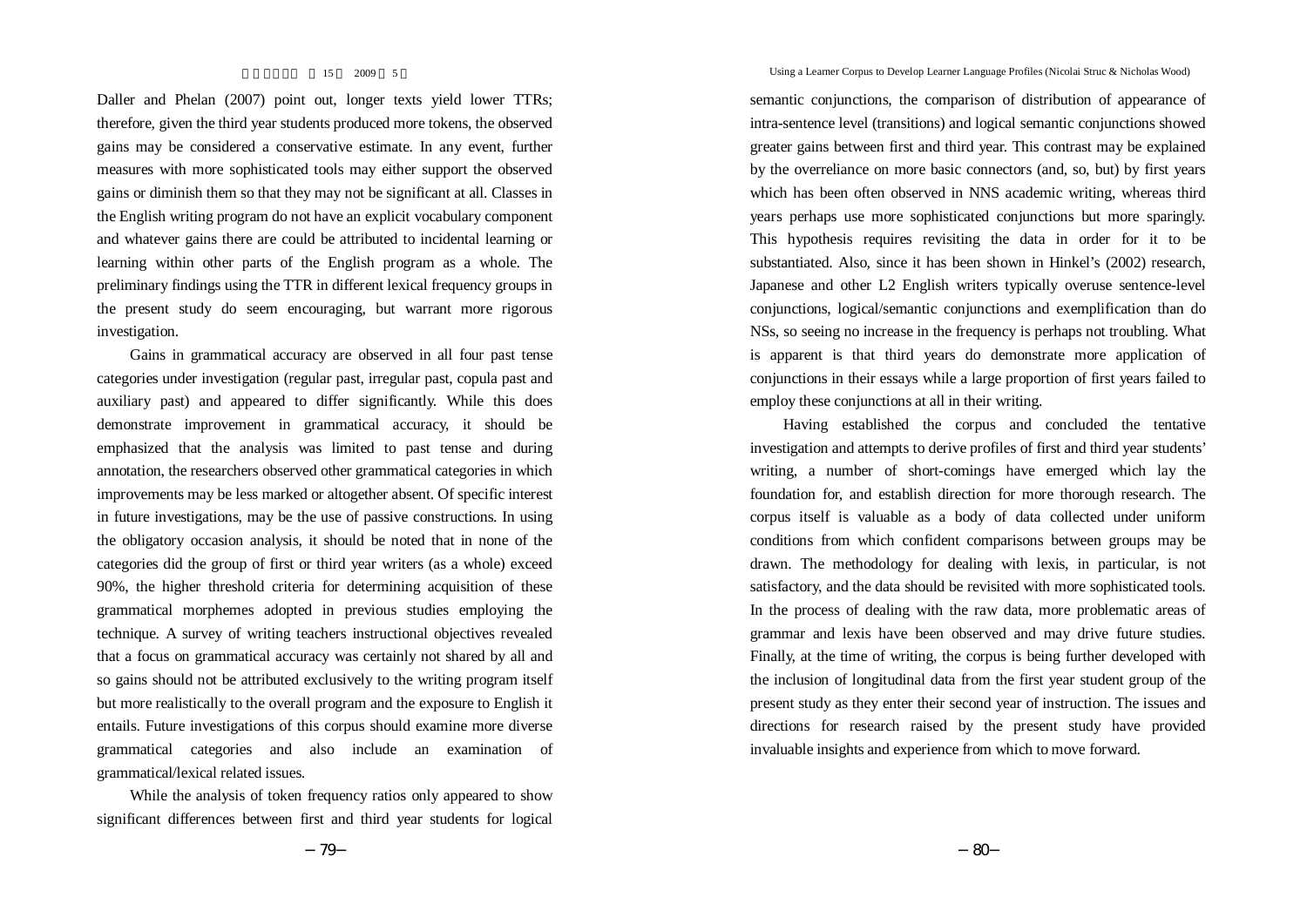Daller and Phelan (2007) point out, longer texts yield lower TTRs; therefore, given the third year students produced more tokens, the observed gains may be considered a conservative estimate. In any event, further measures with more sophisticated tools may either support the observed gains or diminish them so that they may not be significant at all. Classes in the English writing program do not have an explicit vocabulary component and whatever gains there are could be attributed to incidental learning or learning within other parts of the English program as a whole. The preliminary findings using the TTR in different lexical frequency groups in the present study do seem encouraging, but warrant more rigorous investigation.

Gains in grammatical accuracy are observed in all four past tense categories under investigation (regular past, irregular past, copula past and auxiliary past) and appeared to differ significantly. While this does demonstrate improvement in grammatical accuracy, it should be emphasized that the analysis was limited to past tense and during annotation, the researchers observed other grammatical categories in which improvements may be less marked or altogether absent. Of specific interest in future investigations, may be the use of passive constructions. In using the obligatory occasion analysis, it should be noted that in none of the categories did the group of first or third year writers (as a whole) exceed 90%, the higher threshold criteria for determining acquisition of these grammatical morphemes adopted in previous studies employing the technique. A survey of writing teachers instructional objectives revealed that a focus on grammatical accuracy was certainly not shared by all and so gains should not be attributed exclusively to the writing program itself but more realistically to the overall program and the exposure to English it entails. Future investigations of this corpus should examine more diverse grammatical categories and also include an examination of grammatical/lexical related issues.

While the analysis of token frequency ratios only appeared to show significant differences between first and third year students for logical semantic conjunctions, the comparison of distribution of appearance of intra-sentence level (transitions) and logical semantic conjunctions showed greater gains between first and third year. This contrast may be explained by the overreliance on more basic connectors (and, so, but) by first years which has been often observed in NNS academic writing, whereas third years perhaps use more sophisticated conjunctions but more sparingly. This hypothesis requires revisiting the data in order for it to be substantiated. Also, since it has been shown in Hinkel's (2002) research, Japanese and other L2 English writers typically overuse sentence-level conjunctions, logical/semantic conjunctions and exemplification than do NSs, so seeing no increase in the frequency is perhaps not troubling. What is apparent is that third years do demonstrate more application of conjunctions in their essays while a large proportion of first years failed to employ these conjunctions at all in their writing.

Having established the corpus and concluded the tentative investigation and attempts to derive profiles of first and third year students' writing, a number of short-comings have emerged which lay the foundation for, and establish direction for more thorough research. The corpus itself is valuable as a body of data collected under uniform conditions from which confident comparisons between groups may be drawn. The methodology for dealing with lexis, in particular, is not satisfactory, and the data should be revisited with more sophisticated tools. In the process of dealing with the raw data, more problematic areas of grammar and lexis have been observed and may drive future studies. Finally, at the time of writing, the corpus is being further developed with the inclusion of longitudinal data from the first year student group of the present study as they enter their second year of instruction. The issues and directions for research raised by the present study have provided invaluable insights and experience from which to move forward.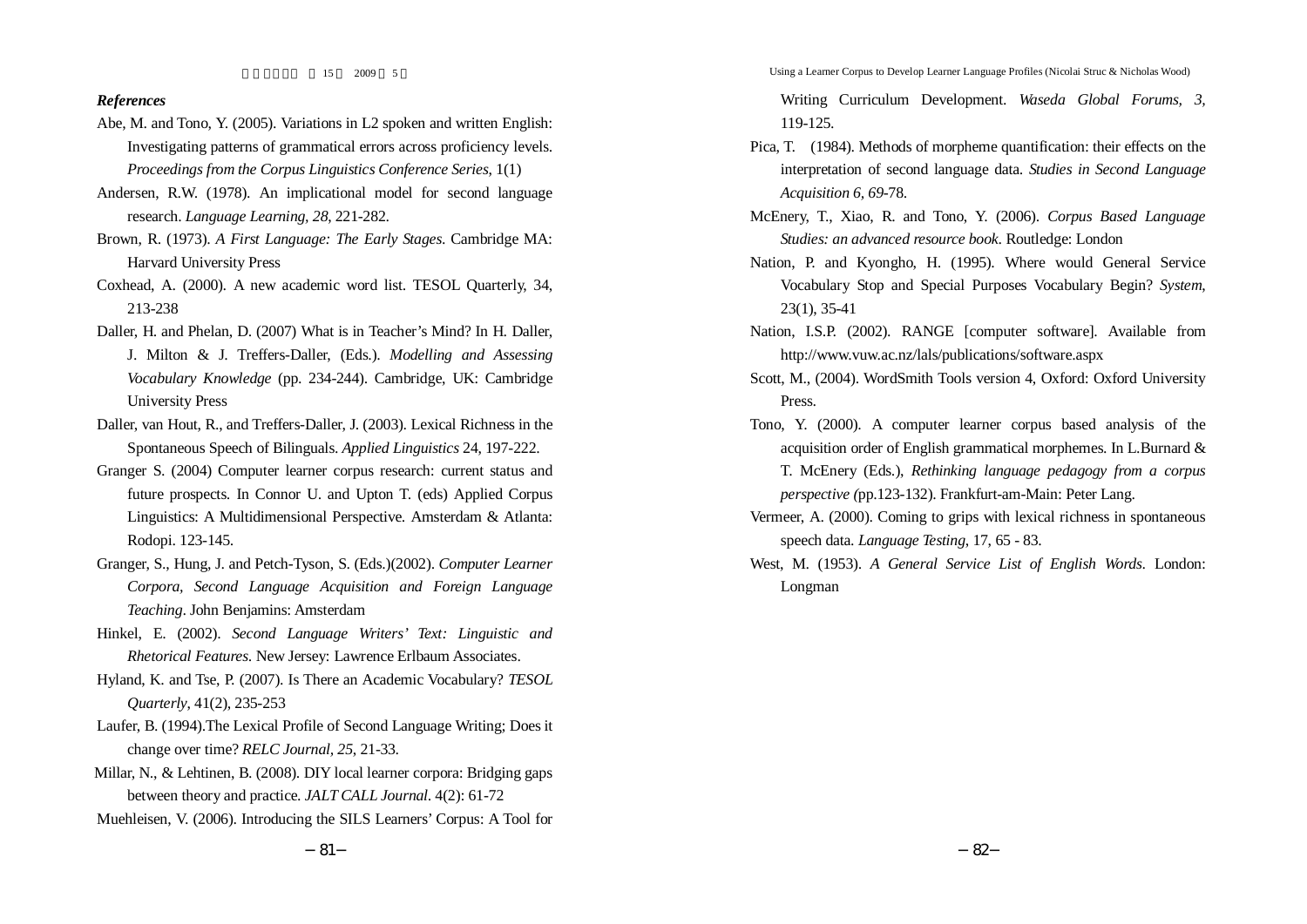***References***

Abe, M. and Tono, Y. (2005). Variations in L2 spoken and written English: Investigating patterns of grammatical errors across proficiency levels. *Proceedings from the Corpus Linguistics Conference Series*, 1(1)

Andersen, R.W. (1978). An implicational model for second language research. *Language Learning, 28,* 221-282.

Brown, R. (1973). *A First Language: The Early Stages*. Cambridge MA: Harvard University Press

Coxhead, A. (2000). A new academic word list. TESOL Quarterly, 34, 213-238

Daller, H. and Phelan, D. (2007) What is in Teacher's Mind? In H. Daller, J. Milton & J. Treffers-Daller, (Eds.). *Modelling and Assessing Vocabulary Knowledge* (pp. 234-244). Cambridge, UK: Cambridge University Press

Daller, van Hout, R., and Treffers-Daller, J. (2003). Lexical Richness in the Spontaneous Speech of Bilinguals. *Applied Linguistics* 24, 197-222.

Granger S. (2004) Computer learner corpus research: current status and future prospects. In Connor U. and Upton T. (eds) Applied Corpus Linguistics: A Multidimensional Perspective. Amsterdam & Atlanta: Rodopi. 123-145.

Granger, S., Hung, J. and Petch-Tyson, S. (Eds.)(2002). *Computer Learner Corpora, Second Language Acquisition and Foreign Language Teaching*. John Benjamins: Amsterdam

Hinkel, E. (2002). *Second Language Writers' Text: Linguistic and Rhetorical Features*. New Jersey: Lawrence Erlbaum Associates.

Hyland, K. and Tse, P. (2007). Is There an Academic Vocabulary? *TESOL Quarterly*, 41(2), 235-253

Laufer, B. (1994).The Lexical Profile of Second Language Writing; Does it change over time? *RELC Journal, 25,* 21-33.

Millar, N., & Lehtinen, B. (2008). DIY local learner corpora: Bridging gaps between theory and practice. *JALT CALL Journal*. 4(2): 61-72

Muehleisen, V. (2006). Introducing the SILS Learners' Corpus: A Tool for Writing Curriculum Development. *Waseda Global Forums, 3,* 119-125.

Pica, T. (1984). Methods of morpheme quantification: their effects on the interpretation of second language data. *Studies in Second Language Acquisition 6, 69*-78.

McEnery, T., Xiao, R. and Tono, Y. (2006). *Corpus Based Language Studies: an advanced resource book*. Routledge: London

Nation, P. and Kyongho, H. (1995). Where would General Service Vocabulary Stop and Special Purposes Vocabulary Begin? *System*, 23(1), 35-41

Nation, I.S.P. (2002). RANGE [computer software]. Available from http://www.vuw.ac.nz/lals/publications/software.aspx

Scott, M., (2004). WordSmith Tools version 4, Oxford: Oxford University Press.

Tono, Y. (2000). A computer learner corpus based analysis of the acquisition order of English grammatical morphemes. In L.Burnard & T. McEnery (Eds.), *Rethinking language pedagogy from a corpus perspective (*pp.123-132). Frankfurt-am-Main: Peter Lang.

Vermeer, A. (2000). Coming to grips with lexical richness in spontaneous speech data. *Language Testing*, 17, 65 - 83.

West, M. (1953). *A General Service List of English Words*. London: Longman